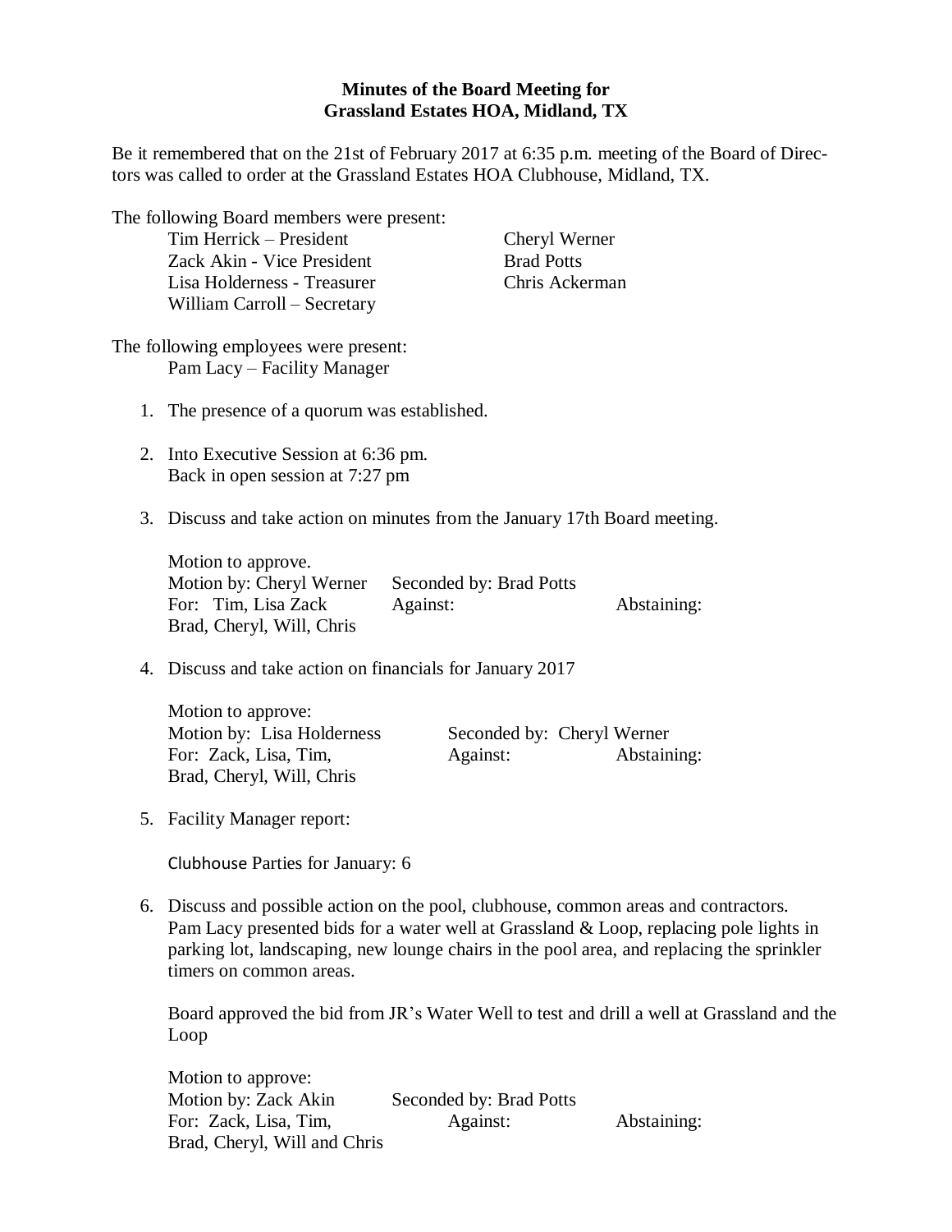**Minutes of the Board Meeting for**
**Grassland Estates HOA, Midland, TX**

Be it remembered that on the 21st of February 2017 at 6:35 p.m. meeting of the Board of Directors was called to order at the Grassland Estates HOA Clubhouse, Midland, TX.

The following Board members were present:

- Tim Herrick – President
- Zack Akin - Vice President
- Lisa Holderness - Treasurer
- William Carroll – Secretary
- Cheryl Werner
- Brad Potts
- Chris Ackerman

The following employees were present:

- Pam Lacy – Facility Manager

1. The presence of a quorum was established.

2. Into Executive Session at 6:36 pm.
   Back in open session at 7:27 pm

3. Discuss and take action on minutes from the January 17th Board meeting.

   Motion to approve.
   Motion by: Cheryl Werner    Seconded by: Brad Potts
   For: Tim, Lisa Zack Brad, Cheryl, Will, Chris    Against:    Abstaining:

4. Discuss and take action on financials for January 2017

   Motion to approve:
   Motion by: Lisa Holderness    Seconded by: Cheryl Werner
   For: Zack, Lisa, Tim, Brad, Cheryl, Will, Chris    Against:    Abstaining:

5. Facility Manager report:

   Clubhouse Parties for January: 6

6. Discuss and possible action on the pool, clubhouse, common areas and contractors. Pam Lacy presented bids for a water well at Grassland & Loop, replacing pole lights in parking lot, landscaping, new lounge chairs in the pool area, and replacing the sprinkler timers on common areas.

   Board approved the bid from JR's Water Well to test and drill a well at Grassland and the Loop

   Motion to approve:
   Motion by: Zack Akin    Seconded by: Brad Potts
   For: Zack, Lisa, Tim, Brad, Cheryl, Will and Chris    Against:    Abstaining: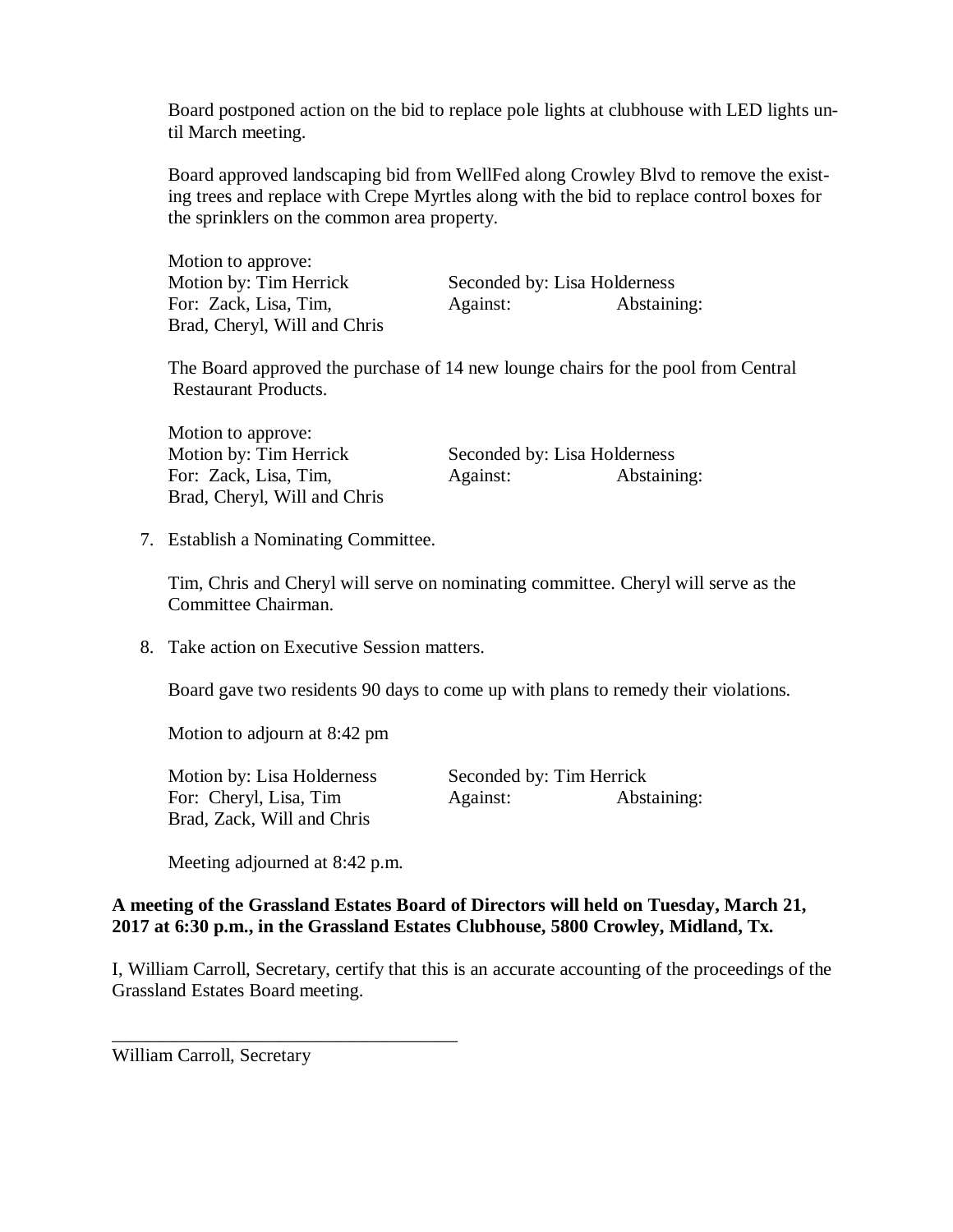Board postponed action on the bid to replace pole lights at clubhouse with LED lights until March meeting.

Board approved landscaping bid from WellFed along Crowley Blvd to remove the existing trees and replace with Crepe Myrtles along with the bid to replace control boxes for the sprinklers on the common area property.

Motion to approve:

| | | |
|---|---|---|
| Motion by: Tim Herrick | Seconded by: Lisa Holderness | |
| For: Zack, Lisa, Tim, Brad, Cheryl, Will and Chris | Against: | Abstaining: |

The Board approved the purchase of 14 new lounge chairs for the pool from Central Restaurant Products.

Motion to approve:

| | | |
|---|---|---|
| Motion by: Tim Herrick | Seconded by: Lisa Holderness | |
| For: Zack, Lisa, Tim, Brad, Cheryl, Will and Chris | Against: | Abstaining: |

7. Establish a Nominating Committee.

   Tim, Chris and Cheryl will serve on nominating committee. Cheryl will serve as the Committee Chairman.

8. Take action on Executive Session matters.

   Board gave two residents 90 days to come up with plans to remedy their violations.

   Motion to adjourn at 8:42 pm

| | | |
|---|---|---|
| Motion by: Lisa Holderness | Seconded by: Tim Herrick | |
| For: Cheryl, Lisa, Tim Brad, Zack, Will and Chris | Against: | Abstaining: |

Meeting adjourned at 8:42 p.m.

**A meeting of the Grassland Estates Board of Directors will held on Tuesday, March 21, 2017 at 6:30 p.m., in the Grassland Estates Clubhouse, 5800 Crowley, Midland, Tx.**

I, William Carroll, Secretary, certify that this is an accurate accounting of the proceedings of the Grassland Estates Board meeting.

\_\_\_\_\_\_\_\_\_\_\_\_\_\_\_\_\_\_\_\_\_\_\_\_\_\_\_\_\_\_\_\_\_\_\_\_\_\_

William Carroll, Secretary